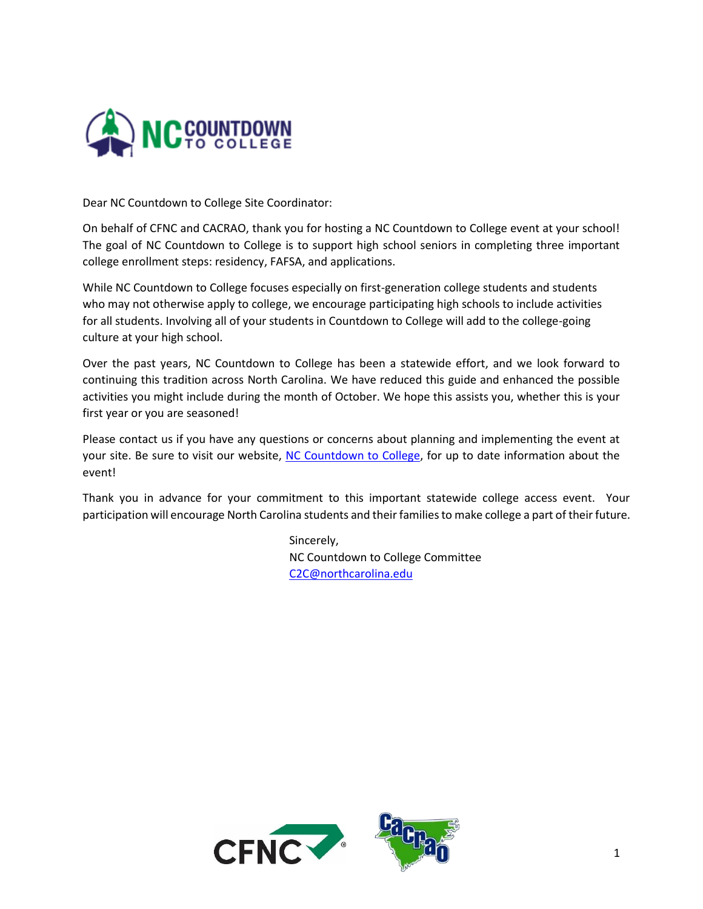Dear NC Countdown to College Site Coordinator:

On behalf of CFNC and CACRAO, thank you for hosting a NC Countdown to College event at your school! The goal of NC Countdown to College is to support high school seniors in completing three important college enrollment steps: residency, FAFSA, and applications.

While NC Countdown to College focuses especially on first-generation college students and students who may not otherwise apply to college, we encourage participating high schools to include activities for all students. Involving all of your students in Countdown to College will add to the college-going culture at your high school.

Over the past years, NC Countdown to College has been a statewide effort, and we look forward to continuing this tradition across North Carolina. We have reduced this guide and enhanced the possible activities you might include during the month of October. We hope this assists you, whether this is your first year or you are seasoned!

Please contact us if you have any questions or concerns about planning and implementing the event at your site. Be sure to visit our website, NC Countdown to College, for up to date information about the event!

Thank you in advance for your commitment to this important statewide college access event. Your participation will encourage North Carolina students and their families to make college a part of their future.

Sincerely,
NC Countdown to College Committee
C2C@northcarolina.edu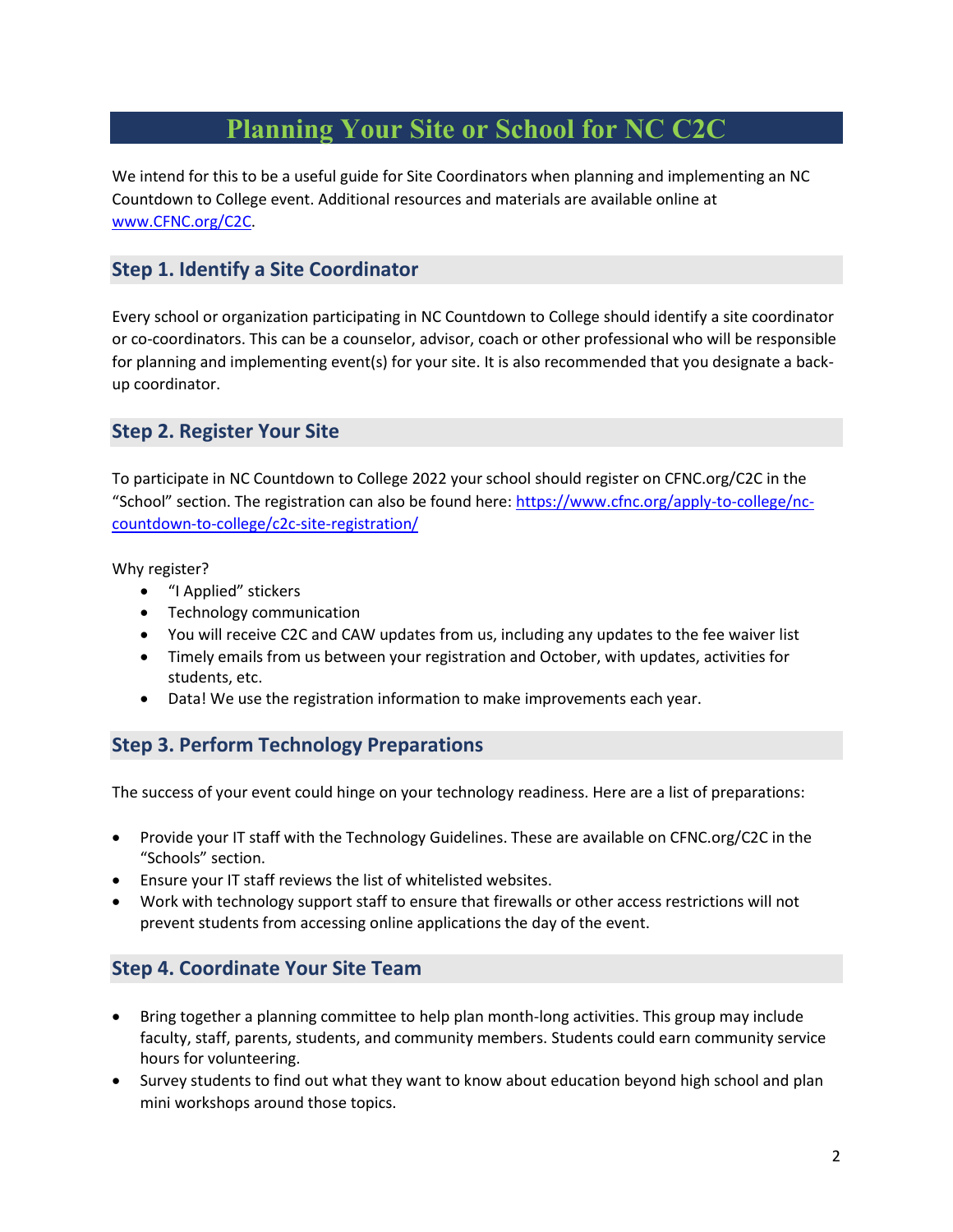# Planning Your Site or School for NC C2C

We intend for this to be a useful guide for Site Coordinators when planning and implementing an NC Countdown to College event. Additional resources and materials are available online at [www.CFNC.org/C2C](www.CFNC.org/C2C).

## Step 1. Identify a Site Coordinator

Every school or organization participating in NC Countdown to College should identify a site coordinator or co-coordinators. This can be a counselor, advisor, coach or other professional who will be responsible for planning and implementing event(s) for your site. It is also recommended that you designate a back-up coordinator.

## Step 2. Register Your Site

To participate in NC Countdown to College 2022 your school should register on CFNC.org/C2C in the "School" section. The registration can also be found here: [https://www.cfnc.org/apply-to-college/nc-countdown-to-college/c2c-site-registration/](https://www.cfnc.org/apply-to-college/nc-countdown-to-college/c2c-site-registration/)

Why register?

- "I Applied" stickers
- Technology communication
- You will receive C2C and CAW updates from us, including any updates to the fee waiver list
- Timely emails from us between your registration and October, with updates, activities for students, etc.
- Data! We use the registration information to make improvements each year.

## Step 3. Perform Technology Preparations

The success of your event could hinge on your technology readiness. Here are a list of preparations:

- Provide your IT staff with the Technology Guidelines. These are available on CFNC.org/C2C in the "Schools" section.
- Ensure your IT staff reviews the list of whitelisted websites.
- Work with technology support staff to ensure that firewalls or other access restrictions will not prevent students from accessing online applications the day of the event.

## Step 4. Coordinate Your Site Team

- Bring together a planning committee to help plan month-long activities. This group may include faculty, staff, parents, students, and community members. Students could earn community service hours for volunteering.
- Survey students to find out what they want to know about education beyond high school and plan mini workshops around those topics.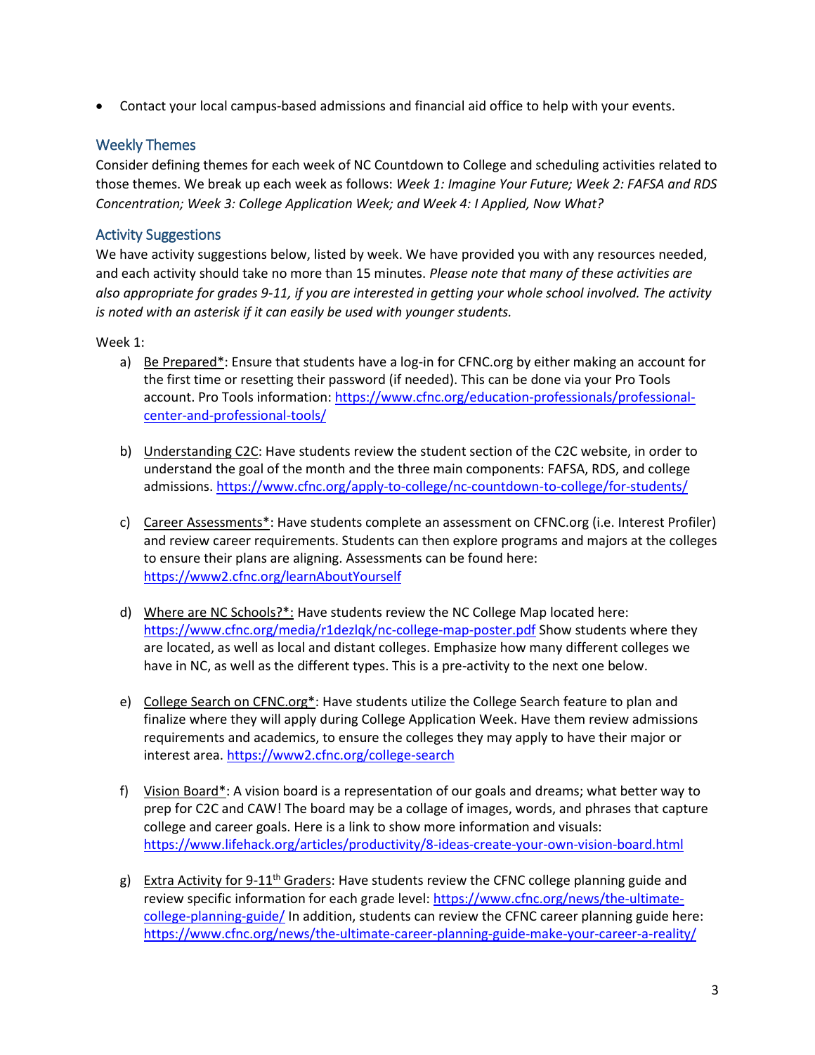- Contact your local campus-based admissions and financial aid office to help with your events.

## Weekly Themes

Consider defining themes for each week of NC Countdown to College and scheduling activities related to those themes. We break up each week as follows: *Week 1: Imagine Your Future; Week 2: FAFSA and RDS Concentration; Week 3: College Application Week; and Week 4: I Applied, Now What?*

## Activity Suggestions

We have activity suggestions below, listed by week. We have provided you with any resources needed, and each activity should take no more than 15 minutes. *Please note that many of these activities are also appropriate for grades 9-11, if you are interested in getting your whole school involved. The activity is noted with an asterisk if it can easily be used with younger students.*

Week 1:

a) Be Prepared*: Ensure that students have a log-in for CFNC.org by either making an account for the first time or resetting their password (if needed). This can be done via your Pro Tools account. Pro Tools information: https://www.cfnc.org/education-professionals/professional-center-and-professional-tools/

b) Understanding C2C: Have students review the student section of the C2C website, in order to understand the goal of the month and the three main components: FAFSA, RDS, and college admissions. https://www.cfnc.org/apply-to-college/nc-countdown-to-college/for-students/

c) Career Assessments*: Have students complete an assessment on CFNC.org (i.e. Interest Profiler) and review career requirements. Students can then explore programs and majors at the colleges to ensure their plans are aligning. Assessments can be found here: https://www2.cfnc.org/learnAboutYourself

d) Where are NC Schools?*: Have students review the NC College Map located here: https://www.cfnc.org/media/r1dezlqk/nc-college-map-poster.pdf Show students where they are located, as well as local and distant colleges. Emphasize how many different colleges we have in NC, as well as the different types. This is a pre-activity to the next one below.

e) College Search on CFNC.org*: Have students utilize the College Search feature to plan and finalize where they will apply during College Application Week. Have them review admissions requirements and academics, to ensure the colleges they may apply to have their major or interest area. https://www2.cfnc.org/college-search

f) Vision Board*: A vision board is a representation of our goals and dreams; what better way to prep for C2C and CAW! The board may be a collage of images, words, and phrases that capture college and career goals. Here is a link to show more information and visuals: https://www.lifehack.org/articles/productivity/8-ideas-create-your-own-vision-board.html

g) Extra Activity for 9-11th Graders: Have students review the CFNC college planning guide and review specific information for each grade level: https://www.cfnc.org/news/the-ultimate-college-planning-guide/ In addition, students can review the CFNC career planning guide here: https://www.cfnc.org/news/the-ultimate-career-planning-guide-make-your-career-a-reality/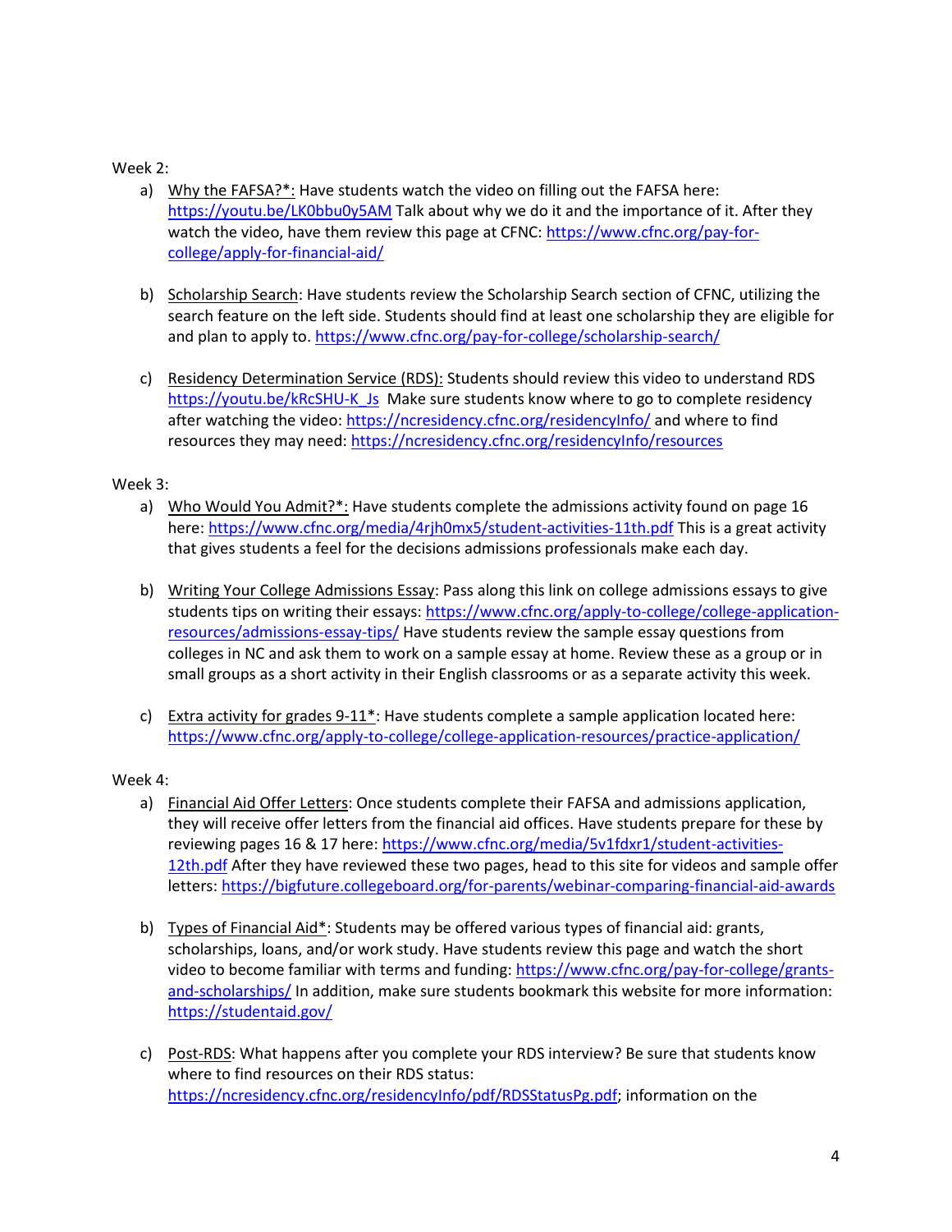Week 2:

a) Why the FAFSA?*: Have students watch the video on filling out the FAFSA here: https://youtu.be/LK0bbu0y5AM Talk about why we do it and the importance of it. After they watch the video, have them review this page at CFNC: https://www.cfnc.org/pay-for-college/apply-for-financial-aid/

b) Scholarship Search: Have students review the Scholarship Search section of CFNC, utilizing the search feature on the left side. Students should find at least one scholarship they are eligible for and plan to apply to. https://www.cfnc.org/pay-for-college/scholarship-search/

c) Residency Determination Service (RDS): Students should review this video to understand RDS https://youtu.be/kRcSHU-K_Js Make sure students know where to go to complete residency after watching the video: https://ncresidency.cfnc.org/residencyInfo/ and where to find resources they may need: https://ncresidency.cfnc.org/residencyInfo/resources

Week 3:

a) Who Would You Admit?*: Have students complete the admissions activity found on page 16 here: https://www.cfnc.org/media/4rjh0mx5/student-activities-11th.pdf This is a great activity that gives students a feel for the decisions admissions professionals make each day.

b) Writing Your College Admissions Essay: Pass along this link on college admissions essays to give students tips on writing their essays: https://www.cfnc.org/apply-to-college/college-application-resources/admissions-essay-tips/ Have students review the sample essay questions from colleges in NC and ask them to work on a sample essay at home. Review these as a group or in small groups as a short activity in their English classrooms or as a separate activity this week.

c) Extra activity for grades 9-11*: Have students complete a sample application located here: https://www.cfnc.org/apply-to-college/college-application-resources/practice-application/

Week 4:

a) Financial Aid Offer Letters: Once students complete their FAFSA and admissions application, they will receive offer letters from the financial aid offices. Have students prepare for these by reviewing pages 16 & 17 here: https://www.cfnc.org/media/5v1fdxr1/student-activities-12th.pdf After they have reviewed these two pages, head to this site for videos and sample offer letters: https://bigfuture.collegeboard.org/for-parents/webinar-comparing-financial-aid-awards

b) Types of Financial Aid*: Students may be offered various types of financial aid: grants, scholarships, loans, and/or work study. Have students review this page and watch the short video to become familiar with terms and funding: https://www.cfnc.org/pay-for-college/grants-and-scholarships/ In addition, make sure students bookmark this website for more information: https://studentaid.gov/

c) Post-RDS: What happens after you complete your RDS interview? Be sure that students know where to find resources on their RDS status: https://ncresidency.cfnc.org/residencyInfo/pdf/RDSStatusPg.pdf; information on the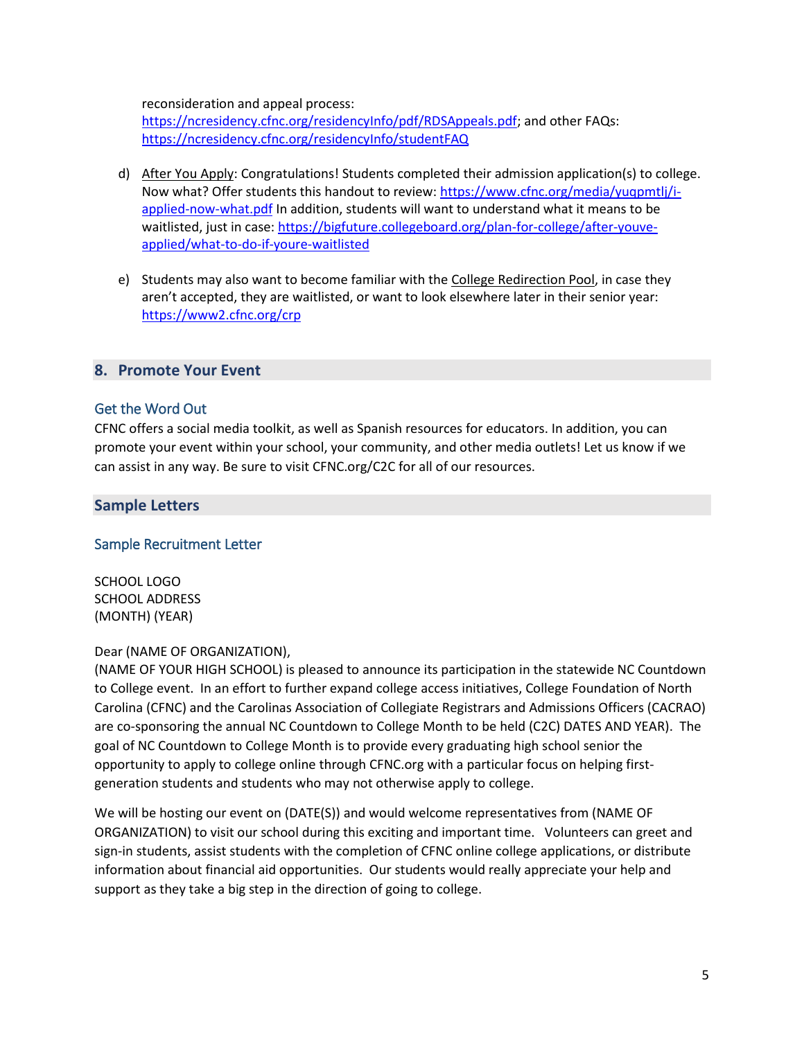reconsideration and appeal process: https://ncresidency.cfnc.org/residencyInfo/pdf/RDSAppeals.pdf; and other FAQs: https://ncresidency.cfnc.org/residencyInfo/studentFAQ

d) After You Apply: Congratulations! Students completed their admission application(s) to college. Now what? Offer students this handout to review: https://www.cfnc.org/media/yuqpmtlj/i-applied-now-what.pdf In addition, students will want to understand what it means to be waitlisted, just in case: https://bigfuture.collegeboard.org/plan-for-college/after-youve-applied/what-to-do-if-youre-waitlisted

e) Students may also want to become familiar with the College Redirection Pool, in case they aren't accepted, they are waitlisted, or want to look elsewhere later in their senior year: https://www2.cfnc.org/crp

## 8. Promote Your Event

### Get the Word Out

CFNC offers a social media toolkit, as well as Spanish resources for educators. In addition, you can promote your event within your school, your community, and other media outlets! Let us know if we can assist in any way. Be sure to visit CFNC.org/C2C for all of our resources.

## Sample Letters

### Sample Recruitment Letter

SCHOOL LOGO
SCHOOL ADDRESS
(MONTH) (YEAR)

Dear (NAME OF ORGANIZATION),
(NAME OF YOUR HIGH SCHOOL) is pleased to announce its participation in the statewide NC Countdown to College event. In an effort to further expand college access initiatives, College Foundation of North Carolina (CFNC) and the Carolinas Association of Collegiate Registrars and Admissions Officers (CACRAO) are co-sponsoring the annual NC Countdown to College Month to be held (C2C) DATES AND YEAR). The goal of NC Countdown to College Month is to provide every graduating high school senior the opportunity to apply to college online through CFNC.org with a particular focus on helping first-generation students and students who may not otherwise apply to college.

We will be hosting our event on (DATE(S)) and would welcome representatives from (NAME OF ORGANIZATION) to visit our school during this exciting and important time. Volunteers can greet and sign-in students, assist students with the completion of CFNC online college applications, or distribute information about financial aid opportunities. Our students would really appreciate your help and support as they take a big step in the direction of going to college.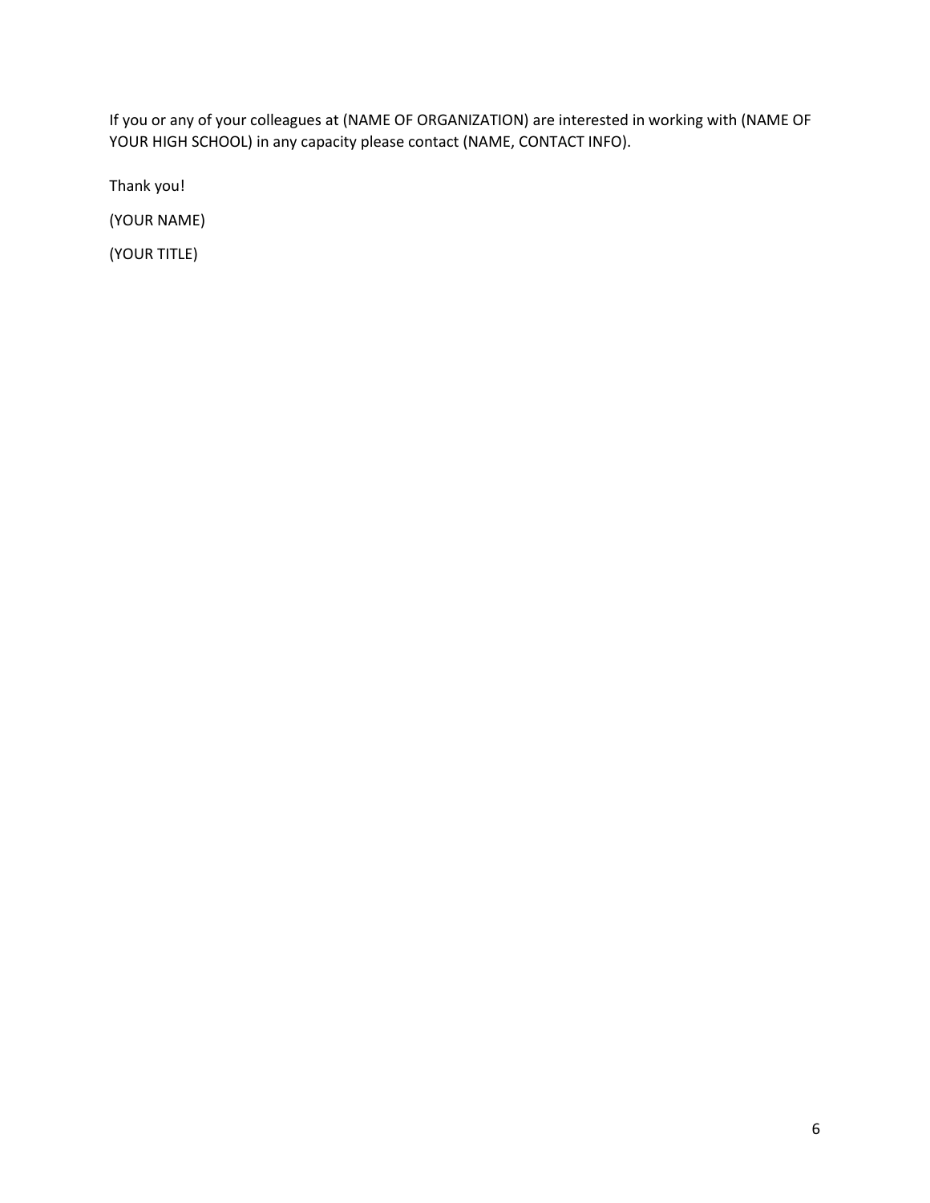If you or any of your colleagues at (NAME OF ORGANIZATION) are interested in working with (NAME OF YOUR HIGH SCHOOL) in any capacity please contact (NAME, CONTACT INFO).

Thank you!

(YOUR NAME)

(YOUR TITLE)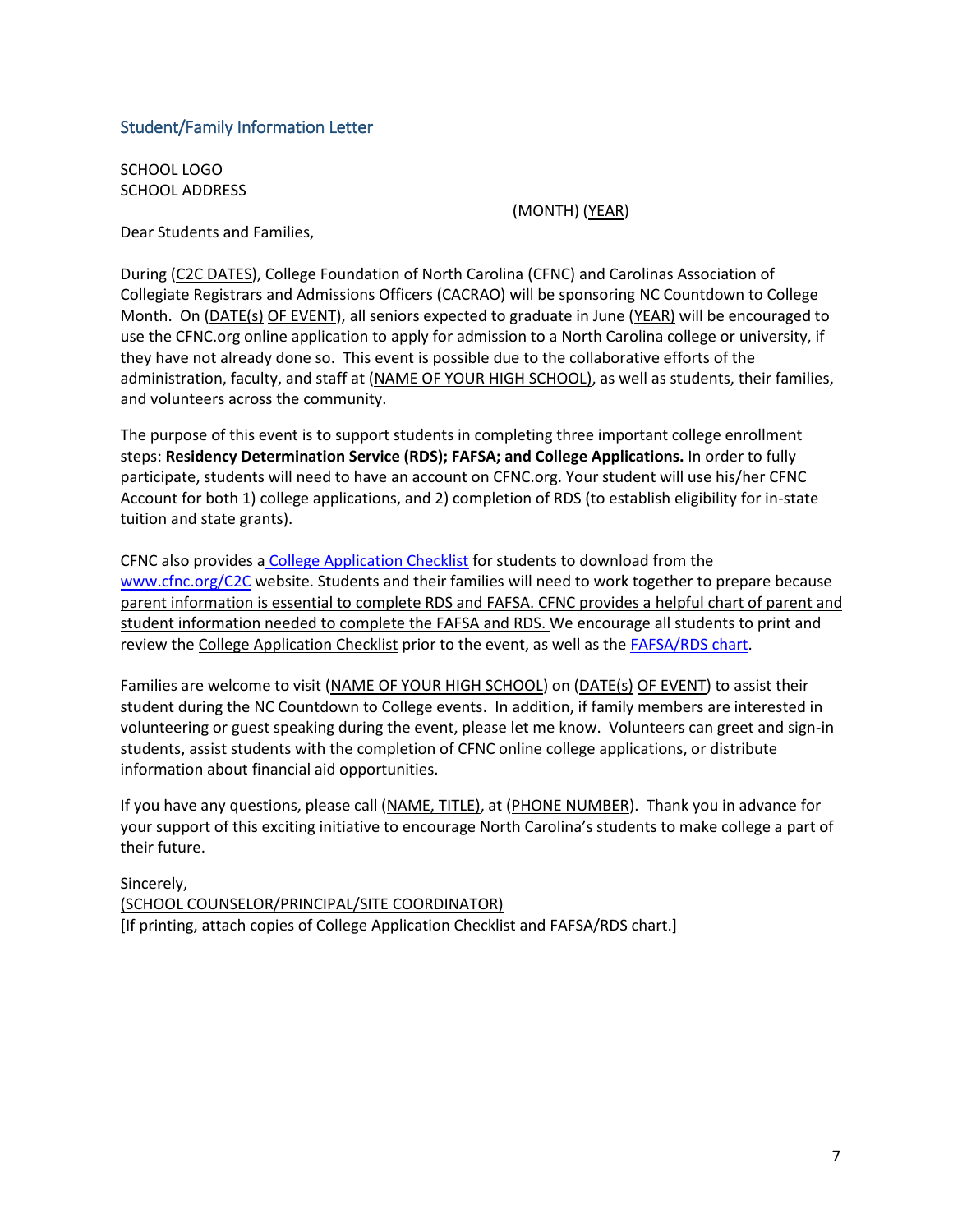## Student/Family Information Letter

SCHOOL LOGO
SCHOOL ADDRESS

(MONTH) (YEAR)

Dear Students and Families,

During (C2C DATES), College Foundation of North Carolina (CFNC) and Carolinas Association of Collegiate Registrars and Admissions Officers (CACRAO) will be sponsoring NC Countdown to College Month. On (DATE(s) OF EVENT), all seniors expected to graduate in June (YEAR) will be encouraged to use the CFNC.org online application to apply for admission to a North Carolina college or university, if they have not already done so. This event is possible due to the collaborative efforts of the administration, faculty, and staff at (NAME OF YOUR HIGH SCHOOL), as well as students, their families, and volunteers across the community.

The purpose of this event is to support students in completing three important college enrollment steps: **Residency Determination Service (RDS); FAFSA; and College Applications.** In order to fully participate, students will need to have an account on CFNC.org. Your student will use his/her CFNC Account for both 1) college applications, and 2) completion of RDS (to establish eligibility for in-state tuition and state grants).

CFNC also provides a College Application Checklist for students to download from the www.cfnc.org/C2C website. Students and their families will need to work together to prepare because parent information is essential to complete RDS and FAFSA. CFNC provides a helpful chart of parent and student information needed to complete the FAFSA and RDS. We encourage all students to print and review the College Application Checklist prior to the event, as well as the FAFSA/RDS chart.

Families are welcome to visit (NAME OF YOUR HIGH SCHOOL) on (DATE(s) OF EVENT) to assist their student during the NC Countdown to College events. In addition, if family members are interested in volunteering or guest speaking during the event, please let me know. Volunteers can greet and sign-in students, assist students with the completion of CFNC online college applications, or distribute information about financial aid opportunities.

If you have any questions, please call (NAME, TITLE), at (PHONE NUMBER). Thank you in advance for your support of this exciting initiative to encourage North Carolina's students to make college a part of their future.

Sincerely,
(SCHOOL COUNSELOR/PRINCIPAL/SITE COORDINATOR)
[If printing, attach copies of College Application Checklist and FAFSA/RDS chart.]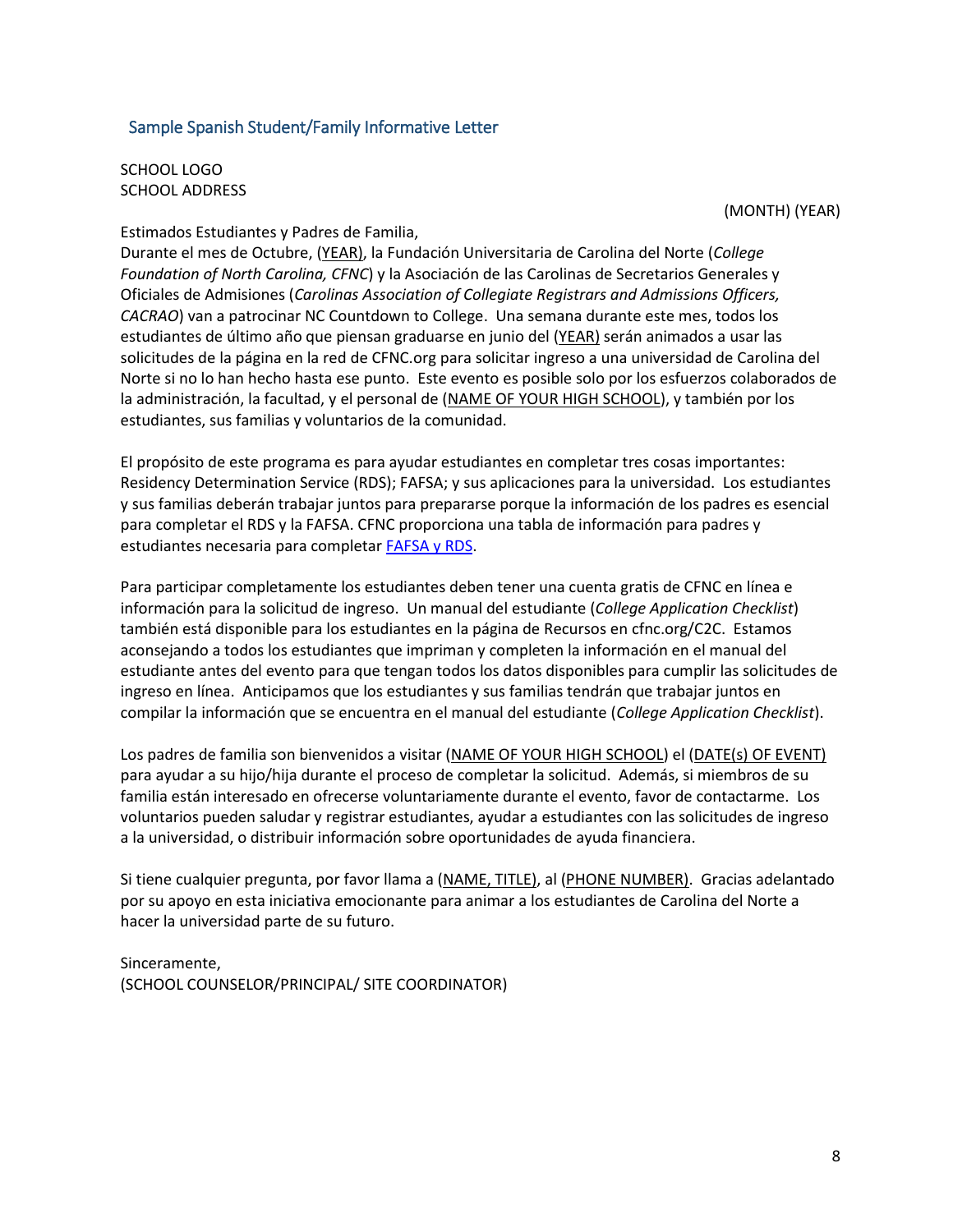## Sample Spanish Student/Family Informative Letter

SCHOOL LOGO
SCHOOL ADDRESS

(MONTH) (YEAR)

Estimados Estudiantes y Padres de Familia,

Durante el mes de Octubre, (YEAR), la Fundación Universitaria de Carolina del Norte (*College Foundation of North Carolina, CFNC*) y la Asociación de las Carolinas de Secretarios Generales y Oficiales de Admisiones (*Carolinas Association of Collegiate Registrars and Admissions Officers, CACRAO*) van a patrocinar NC Countdown to College. Una semana durante este mes, todos los estudiantes de último año que piensan graduarse en junio del (YEAR) serán animados a usar las solicitudes de la página en la red de CFNC.org para solicitar ingreso a una universidad de Carolina del Norte si no lo han hecho hasta ese punto. Este evento es posible solo por los esfuerzos colaborados de la administración, la facultad, y el personal de (NAME OF YOUR HIGH SCHOOL), y también por los estudiantes, sus familias y voluntarios de la comunidad.

El propósito de este programa es para ayudar estudiantes en completar tres cosas importantes: Residency Determination Service (RDS); FAFSA; y sus aplicaciones para la universidad. Los estudiantes y sus familias deberán trabajar juntos para prepararse porque la información de los padres es esencial para completar el RDS y la FAFSA. CFNC proporciona una tabla de información para padres y estudiantes necesaria para completar FAFSA y RDS.

Para participar completamente los estudiantes deben tener una cuenta gratis de CFNC en línea e información para la solicitud de ingreso. Un manual del estudiante (*College Application Checklist*) también está disponible para los estudiantes en la página de Recursos en cfnc.org/C2C. Estamos aconsejando a todos los estudiantes que impriman y completen la información en el manual del estudiante antes del evento para que tengan todos los datos disponibles para cumplir las solicitudes de ingreso en línea. Anticipamos que los estudiantes y sus familias tendrán que trabajar juntos en compilar la información que se encuentra en el manual del estudiante (*College Application Checklist*).

Los padres de familia son bienvenidos a visitar (NAME OF YOUR HIGH SCHOOL) el (DATE(s) OF EVENT) para ayudar a su hijo/hija durante el proceso de completar la solicitud. Además, si miembros de su familia están interesado en ofrecerse voluntariamente durante el evento, favor de contactarme. Los voluntarios pueden saludar y registrar estudiantes, ayudar a estudiantes con las solicitudes de ingreso a la universidad, o distribuir información sobre oportunidades de ayuda financiera.

Si tiene cualquier pregunta, por favor llama a (NAME, TITLE), al (PHONE NUMBER). Gracias adelantado por su apoyo en esta iniciativa emocionante para animar a los estudiantes de Carolina del Norte a hacer la universidad parte de su futuro.

Sinceramente,
(SCHOOL COUNSELOR/PRINCIPAL/ SITE COORDINATOR)